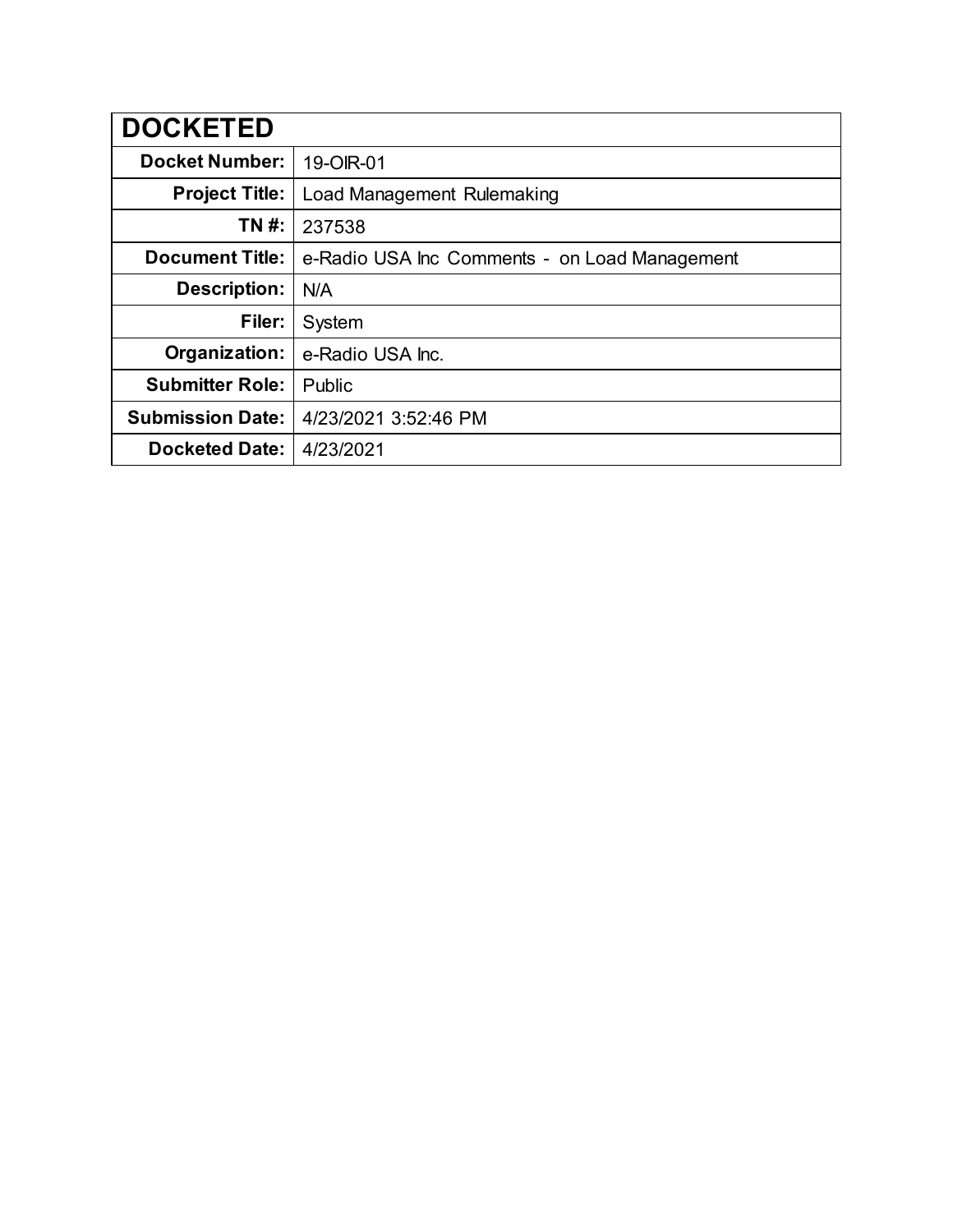| DOCKETED | |
|---|---|
| **Docket Number:** | 19-OIR-01 |
| **Project Title:** | Load Management Rulemaking |
| **TN #:** | 237538 |
| **Document Title:** | e-Radio USA Inc Comments - on Load Management |
| **Description:** | N/A |
| **Filer:** | System |
| **Organization:** | e-Radio USA Inc. |
| **Submitter Role:** | Public |
| **Submission Date:** | 4/23/2021 3:52:46 PM |
| **Docketed Date:** | 4/23/2021 |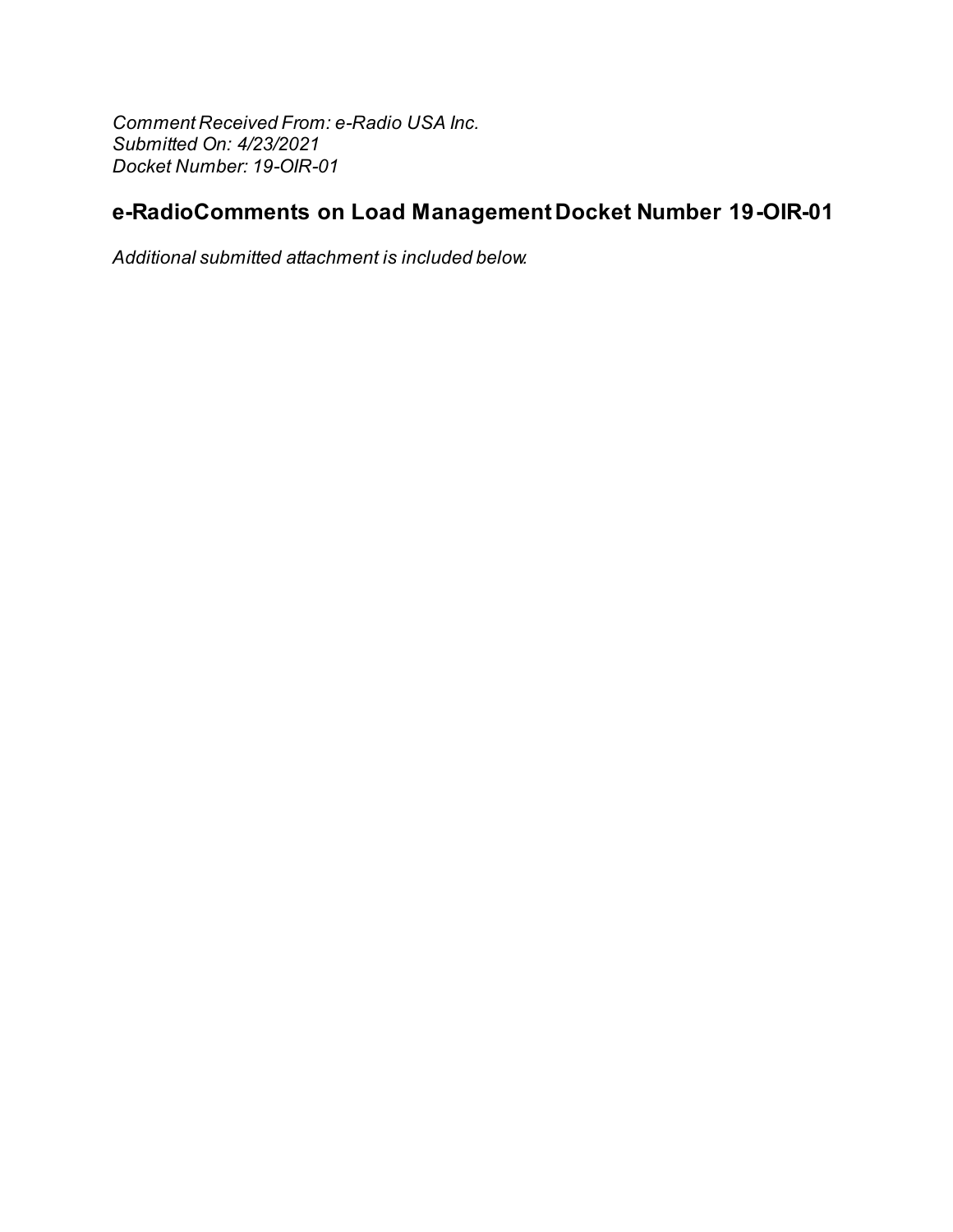*Comment Received From: e-Radio USA Inc.*
*Submitted On: 4/23/2021*
*Docket Number: 19-OIR-01*

## e-RadioComments on Load Management Docket Number 19-OIR-01

*Additional submitted attachment is included below.*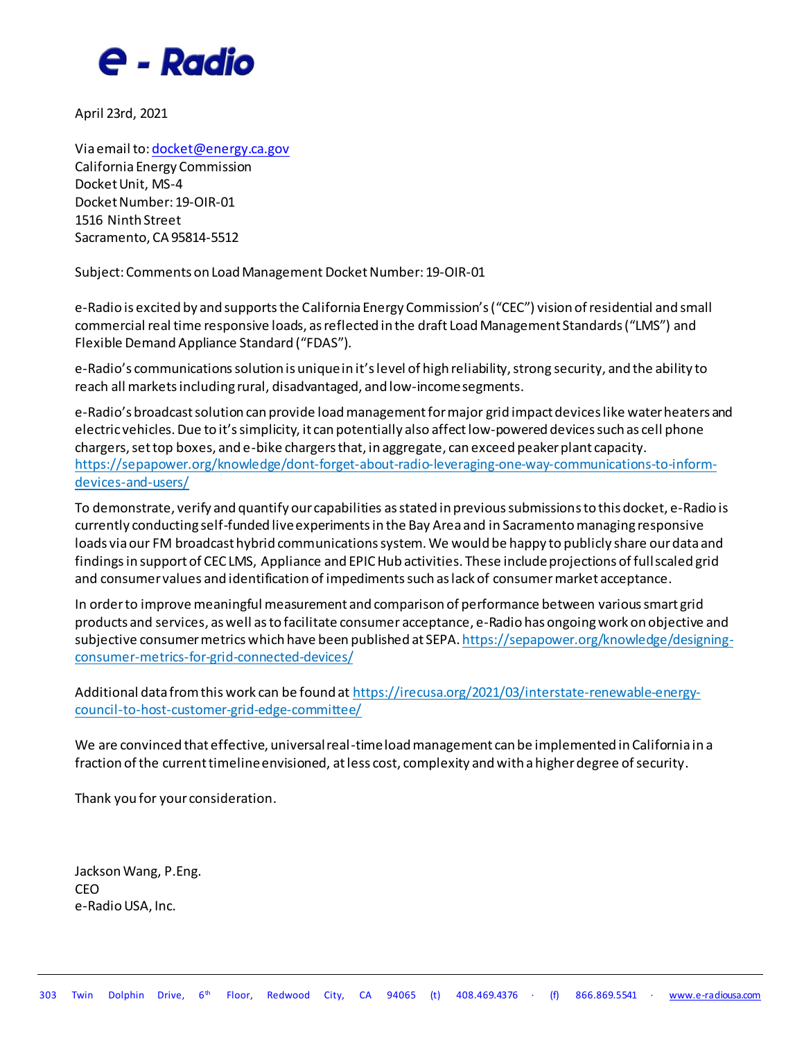# e - Radio

April 23rd, 2021

Via email to: docket@energy.ca.gov
California Energy Commission
Docket Unit, MS-4
Docket Number: 19-OIR-01
1516 Ninth Street
Sacramento, CA 95814-5512

Subject: Comments on Load Management Docket Number: 19-OIR-01

e-Radio is excited by and supports the California Energy Commission's ("CEC") vision of residential and small commercial real time responsive loads, as reflected in the draft Load Management Standards ("LMS") and Flexible Demand Appliance Standard ("FDAS").

e-Radio's communications solution is unique in it's level of high reliability, strong security, and the ability to reach all markets including rural, disadvantaged, and low-income segments.

e-Radio's broadcast solution can provide load management for major grid impact devices like water heaters and electric vehicles. Due to it's simplicity, it can potentially also affect low-powered devices such as cell phone chargers, set top boxes, and e-bike chargers that, in aggregate, can exceed peaker plant capacity. https://sepapower.org/knowledge/dont-forget-about-radio-leveraging-one-way-communications-to-inform-devices-and-users/

To demonstrate, verify and quantify our capabilities as stated in previous submissions to this docket, e-Radio is currently conducting self-funded live experiments in the Bay Area and in Sacramento managing responsive loads via our FM broadcast hybrid communications system. We would be happy to publicly share our data and findings in support of CEC LMS, Appliance and EPIC Hub activities. These include projections of full scaled grid and consumer values and identification of impediments such as lack of consumer market acceptance.

In order to improve meaningful measurement and comparison of performance between various smart grid products and services, as well as to facilitate consumer acceptance, e-Radio has ongoing work on objective and subjective consumer metrics which have been published at SEPA. https://sepapower.org/knowledge/designing-consumer-metrics-for-grid-connected-devices/

Additional data from this work can be found at https://irecusa.org/2021/03/interstate-renewable-energy-council-to-host-customer-grid-edge-committee/

We are convinced that effective, universal real-time load management can be implemented in California in a fraction of the current timeline envisioned, at less cost, complexity and with a higher degree of security.

Thank you for your consideration.

Jackson Wang, P.Eng.
CEO
e-Radio USA, Inc.

303 Twin Dolphin Drive, 6th Floor, Redwood City, CA 94065 (t) 408.469.4376 · (f) 866.869.5541 · www.e-radiousa.com